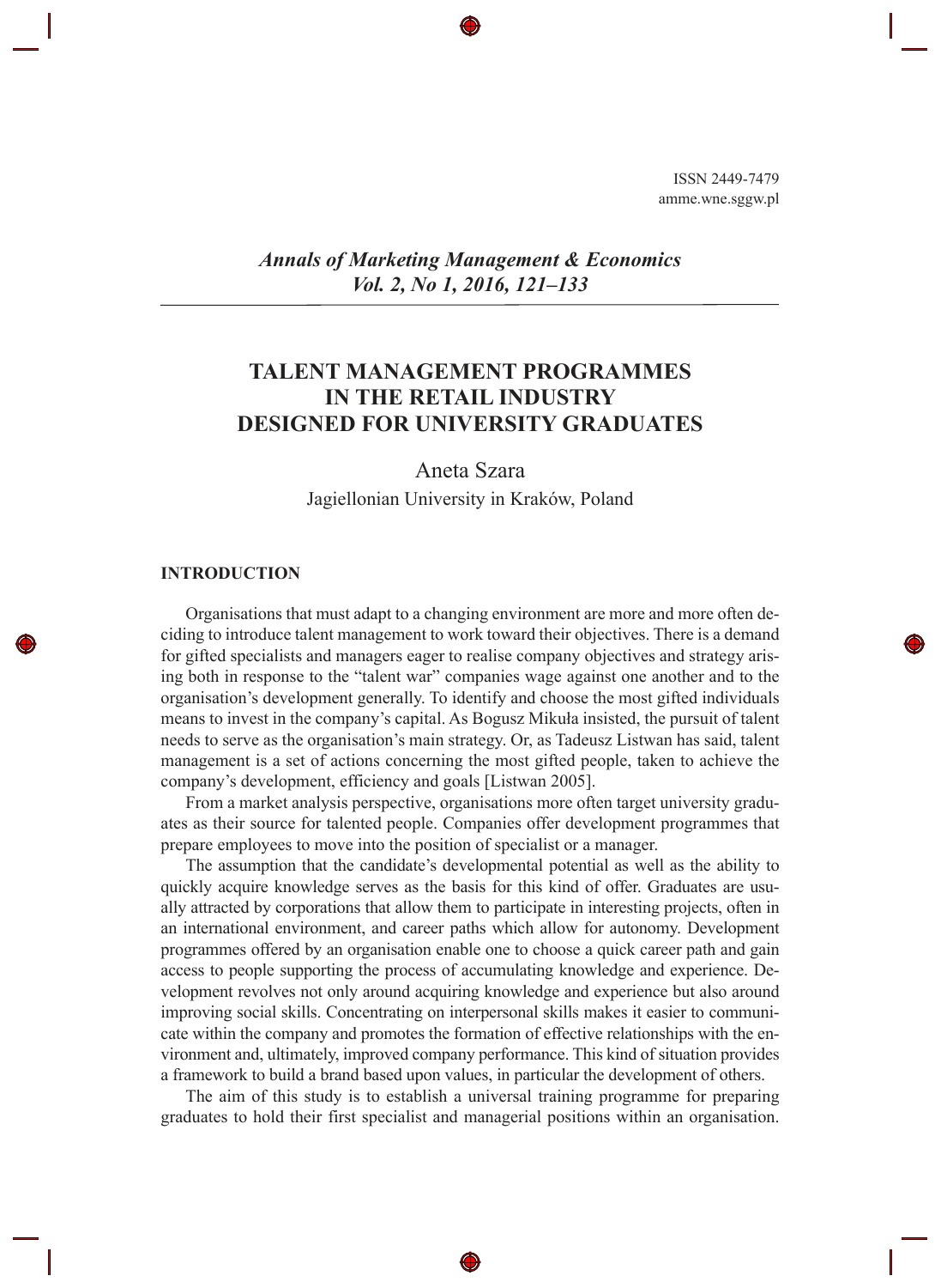ISSN 2449-7479
amme.wne.sggw.pl

*Annals of Marketing Management & Economics*
*Vol. 2, No 1, 2016, 121–133*

# TALENT MANAGEMENT PROGRAMMES IN THE RETAIL INDUSTRY DESIGNED FOR UNIVERSITY GRADUATES

Aneta Szara

Jagiellonian University in Kraków, Poland

## INTRODUCTION

Organisations that must adapt to a changing environment are more and more often deciding to introduce talent management to work toward their objectives. There is a demand for gifted specialists and managers eager to realise company objectives and strategy arising both in response to the "talent war" companies wage against one another and to the organisation's development generally. To identify and choose the most gifted individuals means to invest in the company's capital. As Bogusz Mikuła insisted, the pursuit of talent needs to serve as the organisation's main strategy. Or, as Tadeusz Listwan has said, talent management is a set of actions concerning the most gifted people, taken to achieve the company's development, efficiency and goals [Listwan 2005].

From a market analysis perspective, organisations more often target university graduates as their source for talented people. Companies offer development programmes that prepare employees to move into the position of specialist or a manager.

The assumption that the candidate's developmental potential as well as the ability to quickly acquire knowledge serves as the basis for this kind of offer. Graduates are usually attracted by corporations that allow them to participate in interesting projects, often in an international environment, and career paths which allow for autonomy. Development programmes offered by an organisation enable one to choose a quick career path and gain access to people supporting the process of accumulating knowledge and experience. Development revolves not only around acquiring knowledge and experience but also around improving social skills. Concentrating on interpersonal skills makes it easier to communicate within the company and promotes the formation of effective relationships with the environment and, ultimately, improved company performance. This kind of situation provides a framework to build a brand based upon values, in particular the development of others.

The aim of this study is to establish a universal training programme for preparing graduates to hold their first specialist and managerial positions within an organisation.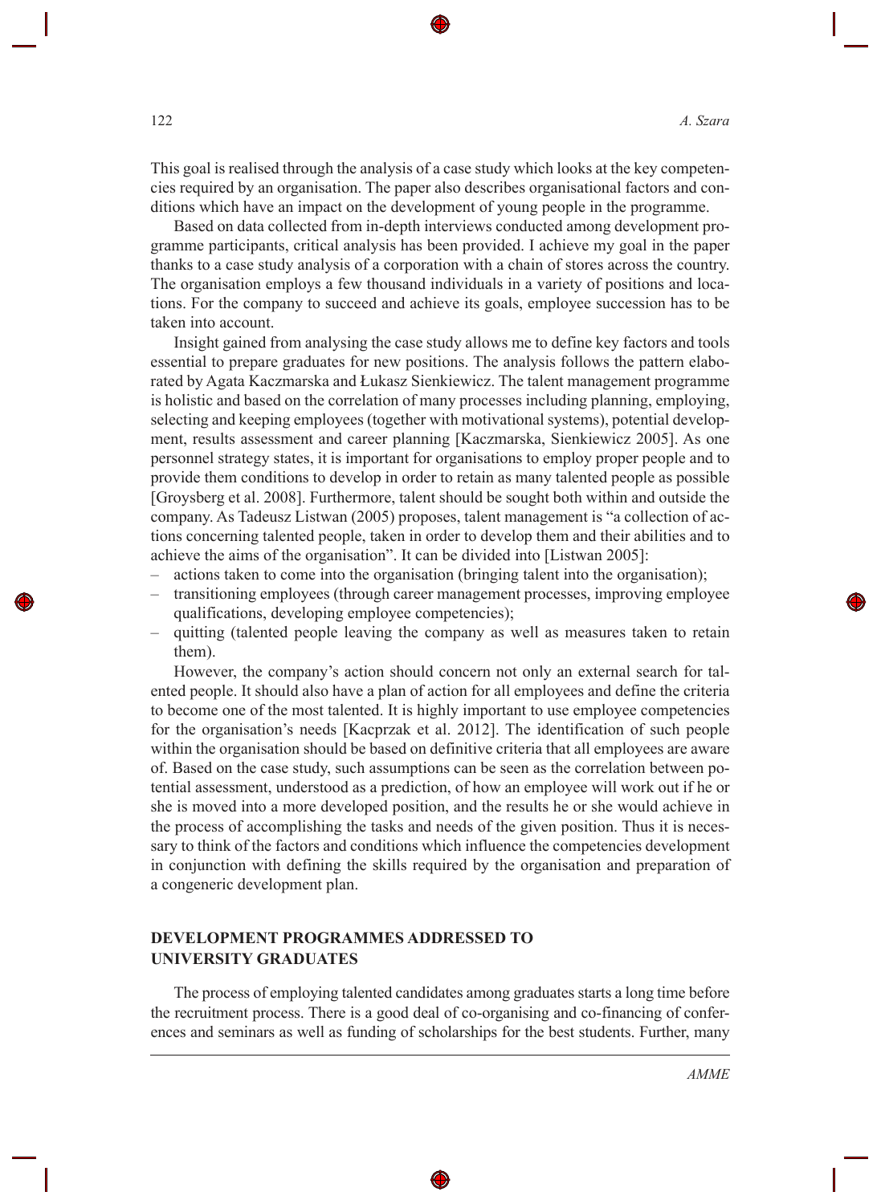This goal is realised through the analysis of a case study which looks at the key competencies required by an organisation. The paper also describes organisational factors and conditions which have an impact on the development of young people in the programme.

Based on data collected from in-depth interviews conducted among development programme participants, critical analysis has been provided. I achieve my goal in the paper thanks to a case study analysis of a corporation with a chain of stores across the country. The organisation employs a few thousand individuals in a variety of positions and locations. For the company to succeed and achieve its goals, employee succession has to be taken into account.

Insight gained from analysing the case study allows me to define key factors and tools essential to prepare graduates for new positions. The analysis follows the pattern elaborated by Agata Kaczmarska and Łukasz Sienkiewicz. The talent management programme is holistic and based on the correlation of many processes including planning, employing, selecting and keeping employees (together with motivational systems), potential development, results assessment and career planning [Kaczmarska, Sienkiewicz 2005]. As one personnel strategy states, it is important for organisations to employ proper people and to provide them conditions to develop in order to retain as many talented people as possible [Groysberg et al. 2008]. Furthermore, talent should be sought both within and outside the company. As Tadeusz Listwan (2005) proposes, talent management is "a collection of actions concerning talented people, taken in order to develop them and their abilities and to achieve the aims of the organisation". It can be divided into [Listwan 2005]:

- actions taken to come into the organisation (bringing talent into the organisation);
- transitioning employees (through career management processes, improving employee qualifications, developing employee competencies);
- quitting (talented people leaving the company as well as measures taken to retain them).

However, the company's action should concern not only an external search for talented people. It should also have a plan of action for all employees and define the criteria to become one of the most talented. It is highly important to use employee competencies for the organisation's needs [Kacprzak et al. 2012]. The identification of such people within the organisation should be based on definitive criteria that all employees are aware of. Based on the case study, such assumptions can be seen as the correlation between potential assessment, understood as a prediction, of how an employee will work out if he or she is moved into a more developed position, and the results he or she would achieve in the process of accomplishing the tasks and needs of the given position. Thus it is necessary to think of the factors and conditions which influence the competencies development in conjunction with defining the skills required by the organisation and preparation of a congeneric development plan.

## DEVELOPMENT PROGRAMMES ADDRESSED TO UNIVERSITY GRADUATES

The process of employing talented candidates among graduates starts a long time before the recruitment process. There is a good deal of co-organising and co-financing of conferences and seminars as well as funding of scholarships for the best students. Further, many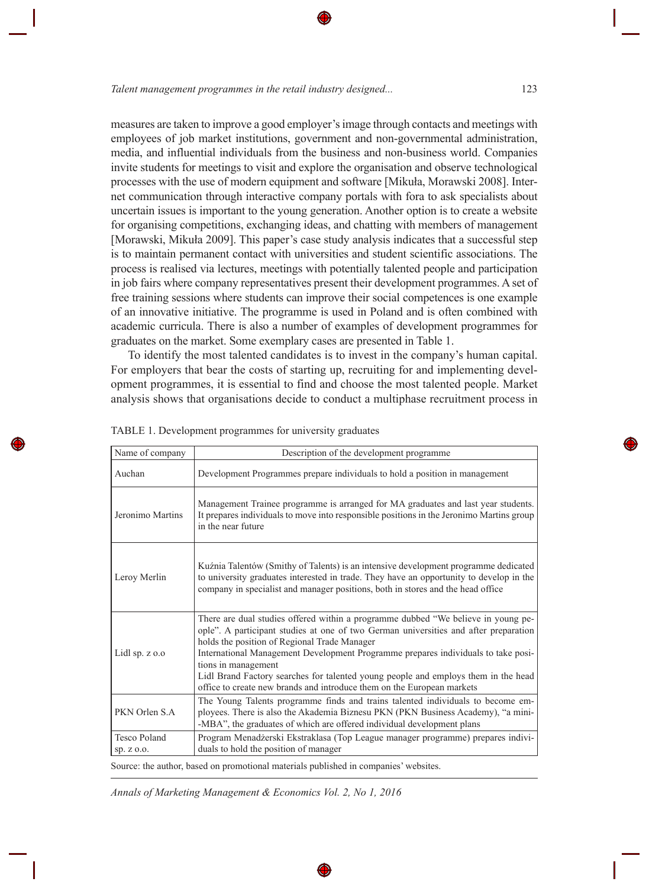measures are taken to improve a good employer's image through contacts and meetings with employees of job market institutions, government and non-governmental administration, media, and influential individuals from the business and non-business world. Companies invite students for meetings to visit and explore the organisation and observe technological processes with the use of modern equipment and software [Mikuła, Morawski 2008]. Internet communication through interactive company portals with fora to ask specialists about uncertain issues is important to the young generation. Another option is to create a website for organising competitions, exchanging ideas, and chatting with members of management [Morawski, Mikuła 2009]. This paper's case study analysis indicates that a successful step is to maintain permanent contact with universities and student scientific associations. The process is realised via lectures, meetings with potentially talented people and participation in job fairs where company representatives present their development programmes. A set of free training sessions where students can improve their social competences is one example of an innovative initiative. The programme is used in Poland and is often combined with academic curricula. There is also a number of examples of development programmes for graduates on the market. Some exemplary cases are presented in Table 1.

To identify the most talented candidates is to invest in the company's human capital. For employers that bear the costs of starting up, recruiting for and implementing development programmes, it is essential to find and choose the most talented people. Market analysis shows that organisations decide to conduct a multiphase recruitment process in

TABLE 1. Development programmes for university graduates

| Name of company | Description of the development programme |
|---|---|
| Auchan | Development Programmes prepare individuals to hold a position in management |
| Jeronimo Martins | Management Trainee programme is arranged for MA graduates and last year students. It prepares individuals to move into responsible positions in the Jeronimo Martins group in the near future |
| Leroy Merlin | Kuźnia Talentów (Smithy of Talents) is an intensive development programme dedicated to university graduates interested in trade. They have an opportunity to develop in the company in specialist and manager positions, both in stores and the head office |
| Lidl sp. z o.o | There are dual studies offered within a programme dubbed "We believe in young people". A participant studies at one of two German universities and after preparation holds the position of Regional Trade Manager<br>International Management Development Programme prepares individuals to take positions in management<br>Lidl Brand Factory searches for talented young people and employs them in the head office to create new brands and introduce them on the European markets |
| PKN Orlen S.A | The Young Talents programme finds and trains talented individuals to become employees. There is also the Akademia Biznesu PKN (PKN Business Academy), "a mini-MBA", the graduates of which are offered individual development plans |
| Tesco Poland sp. z o.o. | Program Menadżerski Ekstraklasa (Top League manager programme) prepares individuals to hold the position of manager |

Source: the author, based on promotional materials published in companies' websites.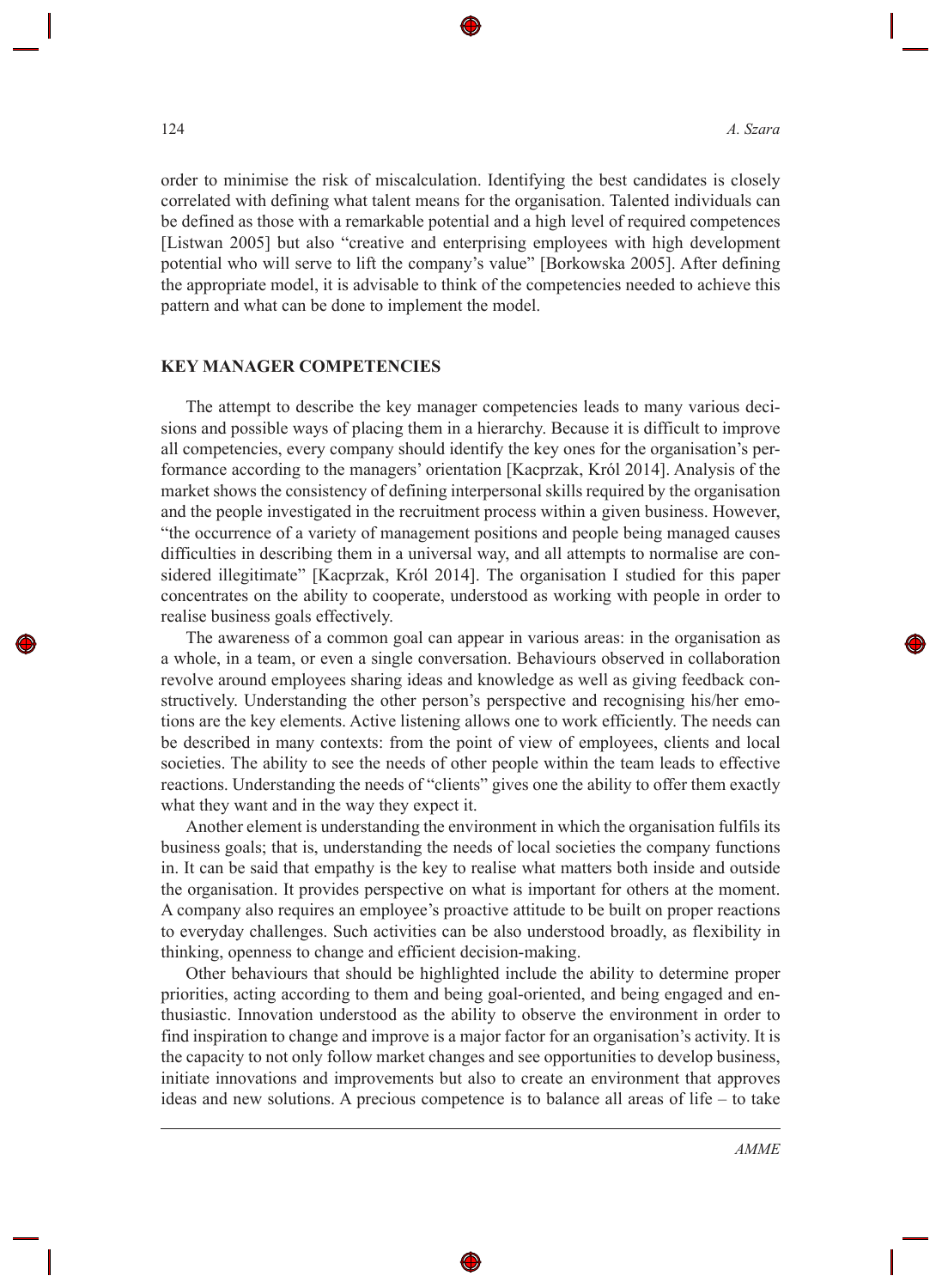order to minimise the risk of miscalculation. Identifying the best candidates is closely correlated with defining what talent means for the organisation. Talented individuals can be defined as those with a remarkable potential and a high level of required competences [Listwan 2005] but also "creative and enterprising employees with high development potential who will serve to lift the company's value" [Borkowska 2005]. After defining the appropriate model, it is advisable to think of the competencies needed to achieve this pattern and what can be done to implement the model.

## KEY MANAGER COMPETENCIES

The attempt to describe the key manager competencies leads to many various decisions and possible ways of placing them in a hierarchy. Because it is difficult to improve all competencies, every company should identify the key ones for the organisation's performance according to the managers' orientation [Kacprzak, Król 2014]. Analysis of the market shows the consistency of defining interpersonal skills required by the organisation and the people investigated in the recruitment process within a given business. However, "the occurrence of a variety of management positions and people being managed causes difficulties in describing them in a universal way, and all attempts to normalise are considered illegitimate" [Kacprzak, Król 2014]. The organisation I studied for this paper concentrates on the ability to cooperate, understood as working with people in order to realise business goals effectively.

The awareness of a common goal can appear in various areas: in the organisation as a whole, in a team, or even a single conversation. Behaviours observed in collaboration revolve around employees sharing ideas and knowledge as well as giving feedback constructively. Understanding the other person's perspective and recognising his/her emotions are the key elements. Active listening allows one to work efficiently. The needs can be described in many contexts: from the point of view of employees, clients and local societies. The ability to see the needs of other people within the team leads to effective reactions. Understanding the needs of "clients" gives one the ability to offer them exactly what they want and in the way they expect it.

Another element is understanding the environment in which the organisation fulfils its business goals; that is, understanding the needs of local societies the company functions in. It can be said that empathy is the key to realise what matters both inside and outside the organisation. It provides perspective on what is important for others at the moment. A company also requires an employee's proactive attitude to be built on proper reactions to everyday challenges. Such activities can be also understood broadly, as flexibility in thinking, openness to change and efficient decision-making.

Other behaviours that should be highlighted include the ability to determine proper priorities, acting according to them and being goal-oriented, and being engaged and enthusiastic. Innovation understood as the ability to observe the environment in order to find inspiration to change and improve is a major factor for an organisation's activity. It is the capacity to not only follow market changes and see opportunities to develop business, initiate innovations and improvements but also to create an environment that approves ideas and new solutions. A precious competence is to balance all areas of life – to take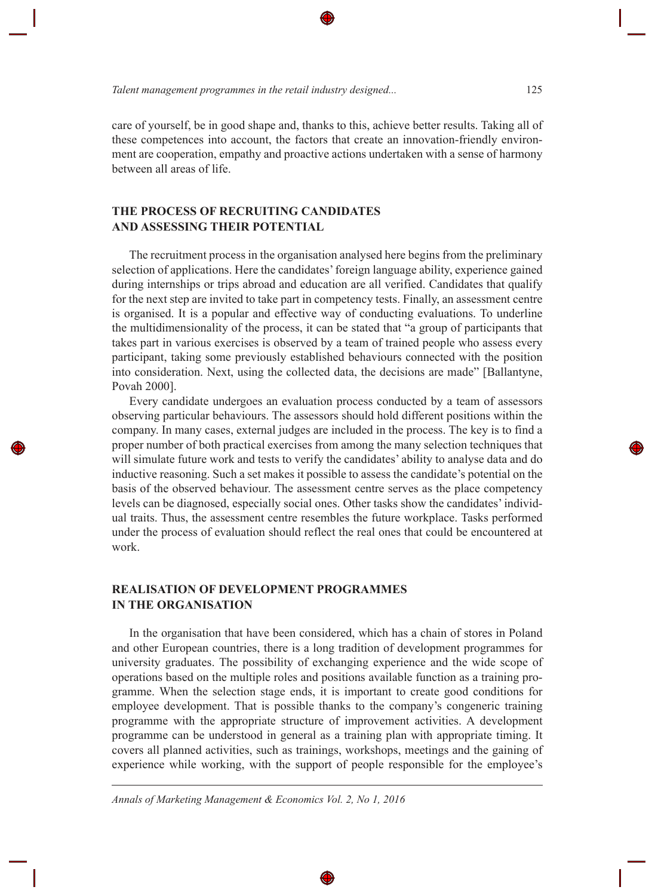care of yourself, be in good shape and, thanks to this, achieve better results. Taking all of these competences into account, the factors that create an innovation-friendly environment are cooperation, empathy and proactive actions undertaken with a sense of harmony between all areas of life.

## THE PROCESS OF RECRUITING CANDIDATES AND ASSESSING THEIR POTENTIAL

The recruitment process in the organisation analysed here begins from the preliminary selection of applications. Here the candidates' foreign language ability, experience gained during internships or trips abroad and education are all verified. Candidates that qualify for the next step are invited to take part in competency tests. Finally, an assessment centre is organised. It is a popular and effective way of conducting evaluations. To underline the multidimensionality of the process, it can be stated that "a group of participants that takes part in various exercises is observed by a team of trained people who assess every participant, taking some previously established behaviours connected with the position into consideration. Next, using the collected data, the decisions are made" [Ballantyne, Povah 2000].

Every candidate undergoes an evaluation process conducted by a team of assessors observing particular behaviours. The assessors should hold different positions within the company. In many cases, external judges are included in the process. The key is to find a proper number of both practical exercises from among the many selection techniques that will simulate future work and tests to verify the candidates' ability to analyse data and do inductive reasoning. Such a set makes it possible to assess the candidate's potential on the basis of the observed behaviour. The assessment centre serves as the place competency levels can be diagnosed, especially social ones. Other tasks show the candidates' individual traits. Thus, the assessment centre resembles the future workplace. Tasks performed under the process of evaluation should reflect the real ones that could be encountered at work.

## REALISATION OF DEVELOPMENT PROGRAMMES IN THE ORGANISATION

In the organisation that have been considered, which has a chain of stores in Poland and other European countries, there is a long tradition of development programmes for university graduates. The possibility of exchanging experience and the wide scope of operations based on the multiple roles and positions available function as a training programme. When the selection stage ends, it is important to create good conditions for employee development. That is possible thanks to the company's congeneric training programme with the appropriate structure of improvement activities. A development programme can be understood in general as a training plan with appropriate timing. It covers all planned activities, such as trainings, workshops, meetings and the gaining of experience while working, with the support of people responsible for the employee's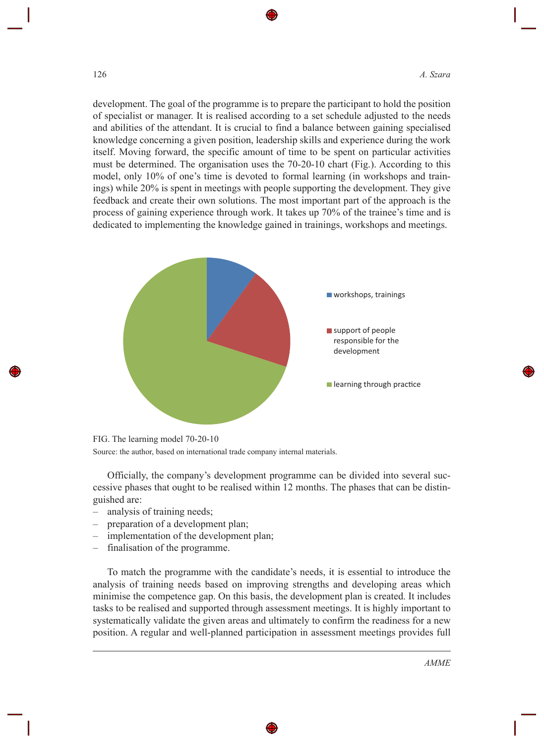development. The goal of the programme is to prepare the participant to hold the position of specialist or manager. It is realised according to a set schedule adjusted to the needs and abilities of the attendant. It is crucial to find a balance between gaining specialised knowledge concerning a given position, leadership skills and experience during the work itself. Moving forward, the specific amount of time to be spent on particular activities must be determined. The organisation uses the 70-20-10 chart (Fig.). According to this model, only 10% of one's time is devoted to formal learning (in workshops and trainings) while 20% is spent in meetings with people supporting the development. They give feedback and create their own solutions. The most important part of the approach is the process of gaining experience through work. It takes up 70% of the trainee's time and is dedicated to implementing the knowledge gained in trainings, workshops and meetings.

workshops, trainings

support of people responsible for the development

learning through practice

FIG. The learning model 70-20-10

Source: the author, based on international trade company internal materials.

Officially, the company's development programme can be divided into several successive phases that ought to be realised within 12 months. The phases that can be distinguished are:

- analysis of training needs;
- preparation of a development plan;
- implementation of the development plan;
- finalisation of the programme.

To match the programme with the candidate's needs, it is essential to introduce the analysis of training needs based on improving strengths and developing areas which minimise the competence gap. On this basis, the development plan is created. It includes tasks to be realised and supported through assessment meetings. It is highly important to systematically validate the given areas and ultimately to confirm the readiness for a new position. A regular and well-planned participation in assessment meetings provides full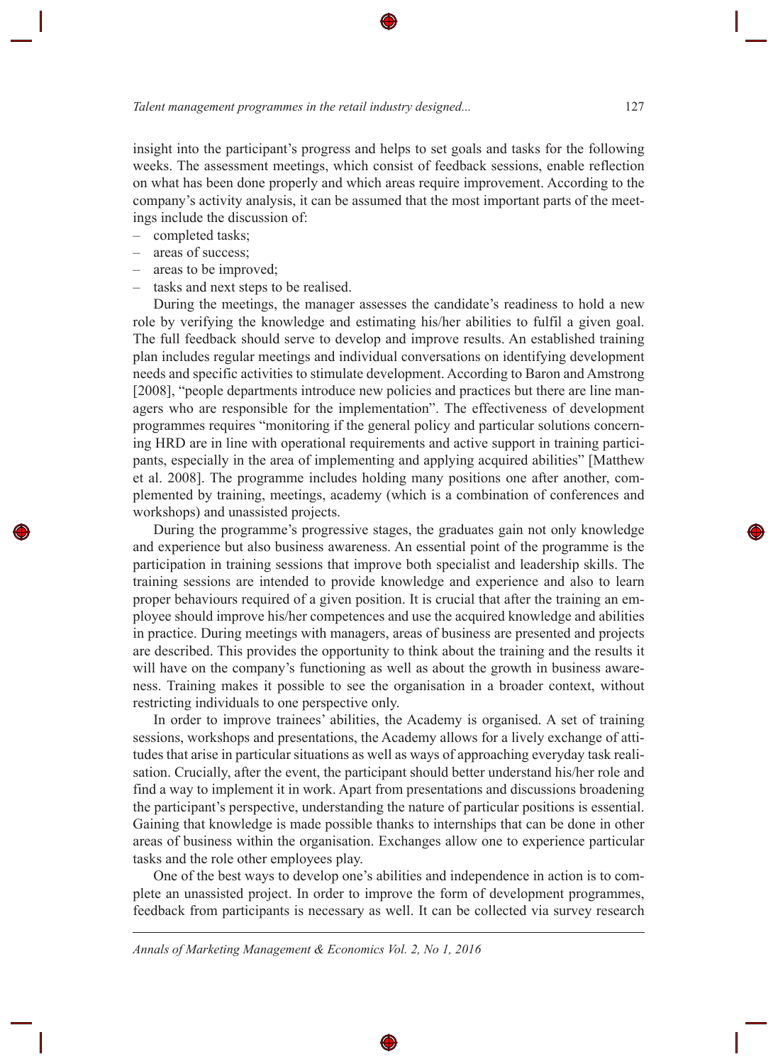insight into the participant's progress and helps to set goals and tasks for the following weeks. The assessment meetings, which consist of feedback sessions, enable reflection on what has been done properly and which areas require improvement. According to the company's activity analysis, it can be assumed that the most important parts of the meetings include the discussion of:

- completed tasks;
- areas of success;
- areas to be improved;
- tasks and next steps to be realised.

During the meetings, the manager assesses the candidate's readiness to hold a new role by verifying the knowledge and estimating his/her abilities to fulfil a given goal. The full feedback should serve to develop and improve results. An established training plan includes regular meetings and individual conversations on identifying development needs and specific activities to stimulate development. According to Baron and Amstrong [2008], "people departments introduce new policies and practices but there are line managers who are responsible for the implementation". The effectiveness of development programmes requires "monitoring if the general policy and particular solutions concerning HRD are in line with operational requirements and active support in training participants, especially in the area of implementing and applying acquired abilities" [Matthew et al. 2008]. The programme includes holding many positions one after another, complemented by training, meetings, academy (which is a combination of conferences and workshops) and unassisted projects.

During the programme's progressive stages, the graduates gain not only knowledge and experience but also business awareness. An essential point of the programme is the participation in training sessions that improve both specialist and leadership skills. The training sessions are intended to provide knowledge and experience and also to learn proper behaviours required of a given position. It is crucial that after the training an employee should improve his/her competences and use the acquired knowledge and abilities in practice. During meetings with managers, areas of business are presented and projects are described. This provides the opportunity to think about the training and the results it will have on the company's functioning as well as about the growth in business awareness. Training makes it possible to see the organisation in a broader context, without restricting individuals to one perspective only.

In order to improve trainees' abilities, the Academy is organised. A set of training sessions, workshops and presentations, the Academy allows for a lively exchange of attitudes that arise in particular situations as well as ways of approaching everyday task realisation. Crucially, after the event, the participant should better understand his/her role and find a way to implement it in work. Apart from presentations and discussions broadening the participant's perspective, understanding the nature of particular positions is essential. Gaining that knowledge is made possible thanks to internships that can be done in other areas of business within the organisation. Exchanges allow one to experience particular tasks and the role other employees play.

One of the best ways to develop one's abilities and independence in action is to complete an unassisted project. In order to improve the form of development programmes, feedback from participants is necessary as well. It can be collected via survey research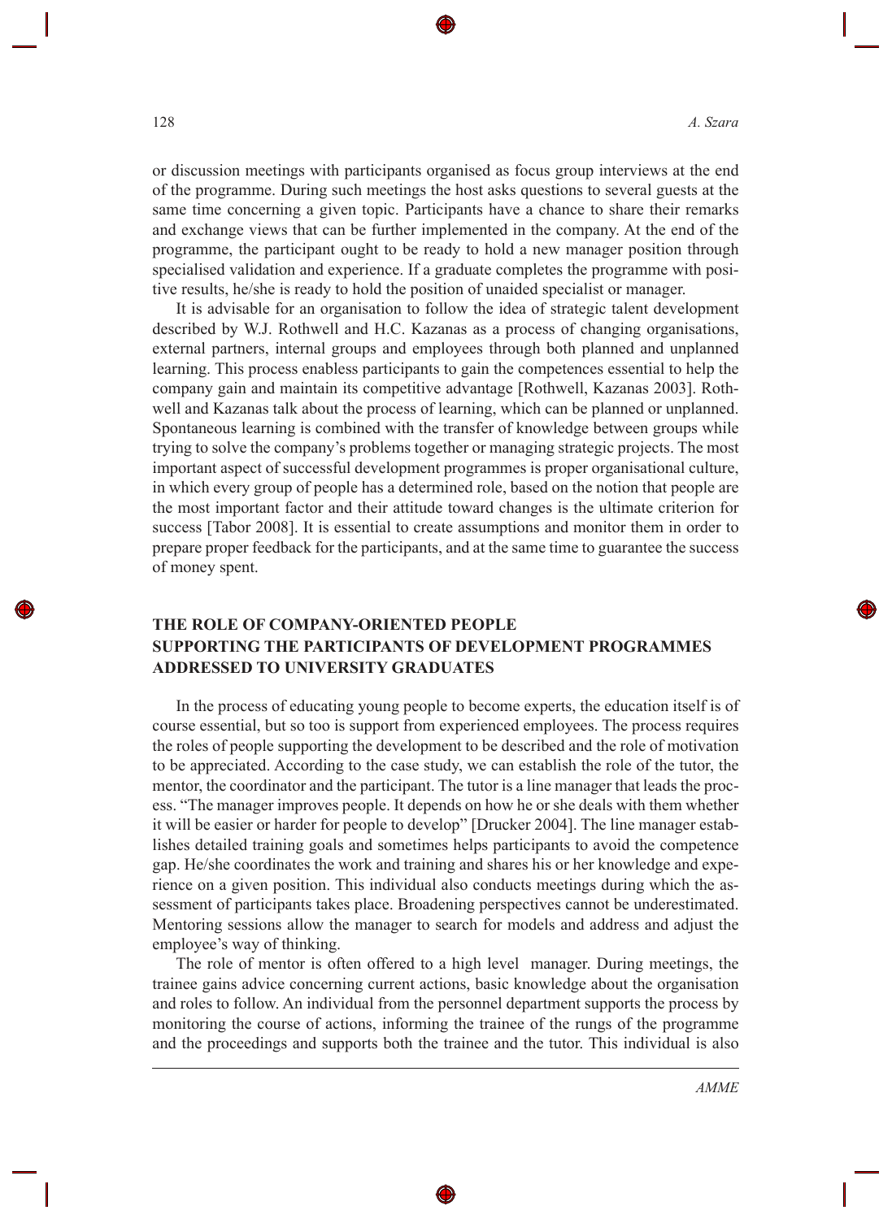or discussion meetings with participants organised as focus group interviews at the end of the programme. During such meetings the host asks questions to several guests at the same time concerning a given topic. Participants have a chance to share their remarks and exchange views that can be further implemented in the company. At the end of the programme, the participant ought to be ready to hold a new manager position through specialised validation and experience. If a graduate completes the programme with positive results, he/she is ready to hold the position of unaided specialist or manager.

It is advisable for an organisation to follow the idea of strategic talent development described by W.J. Rothwell and H.C. Kazanas as a process of changing organisations, external partners, internal groups and employees through both planned and unplanned learning. This process enabless participants to gain the competences essential to help the company gain and maintain its competitive advantage [Rothwell, Kazanas 2003]. Rothwell and Kazanas talk about the process of learning, which can be planned or unplanned. Spontaneous learning is combined with the transfer of knowledge between groups while trying to solve the company's problems together or managing strategic projects. The most important aspect of successful development programmes is proper organisational culture, in which every group of people has a determined role, based on the notion that people are the most important factor and their attitude toward changes is the ultimate criterion for success [Tabor 2008]. It is essential to create assumptions and monitor them in order to prepare proper feedback for the participants, and at the same time to guarantee the success of money spent.

## THE ROLE OF COMPANY-ORIENTED PEOPLE SUPPORTING THE PARTICIPANTS OF DEVELOPMENT PROGRAMMES ADDRESSED TO UNIVERSITY GRADUATES

In the process of educating young people to become experts, the education itself is of course essential, but so too is support from experienced employees. The process requires the roles of people supporting the development to be described and the role of motivation to be appreciated. According to the case study, we can establish the role of the tutor, the mentor, the coordinator and the participant. The tutor is a line manager that leads the process. "The manager improves people. It depends on how he or she deals with them whether it will be easier or harder for people to develop" [Drucker 2004]. The line manager establishes detailed training goals and sometimes helps participants to avoid the competence gap. He/she coordinates the work and training and shares his or her knowledge and experience on a given position. This individual also conducts meetings during which the assessment of participants takes place. Broadening perspectives cannot be underestimated. Mentoring sessions allow the manager to search for models and address and adjust the employee's way of thinking.

The role of mentor is often offered to a high level manager. During meetings, the trainee gains advice concerning current actions, basic knowledge about the organisation and roles to follow. An individual from the personnel department supports the process by monitoring the course of actions, informing the trainee of the rungs of the programme and the proceedings and supports both the trainee and the tutor. This individual is also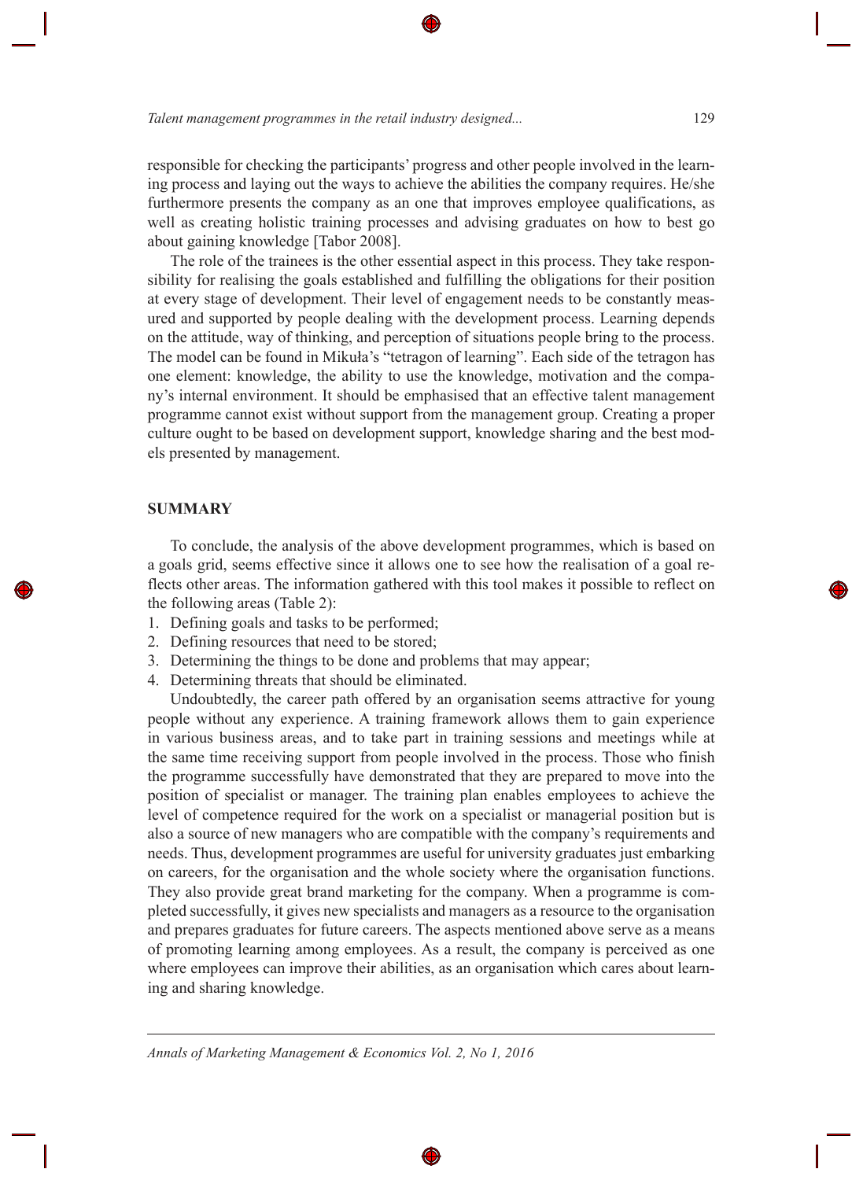responsible for checking the participants' progress and other people involved in the learning process and laying out the ways to achieve the abilities the company requires. He/she furthermore presents the company as an one that improves employee qualifications, as well as creating holistic training processes and advising graduates on how to best go about gaining knowledge [Tabor 2008].

The role of the trainees is the other essential aspect in this process. They take responsibility for realising the goals established and fulfilling the obligations for their position at every stage of development. Their level of engagement needs to be constantly measured and supported by people dealing with the development process. Learning depends on the attitude, way of thinking, and perception of situations people bring to the process. The model can be found in Mikuła's "tetragon of learning". Each side of the tetragon has one element: knowledge, the ability to use the knowledge, motivation and the company's internal environment. It should be emphasised that an effective talent management programme cannot exist without support from the management group. Creating a proper culture ought to be based on development support, knowledge sharing and the best models presented by management.

## SUMMARY

To conclude, the analysis of the above development programmes, which is based on a goals grid, seems effective since it allows one to see how the realisation of a goal reflects other areas. The information gathered with this tool makes it possible to reflect on the following areas (Table 2):

1. Defining goals and tasks to be performed;
2. Defining resources that need to be stored;
3. Determining the things to be done and problems that may appear;
4. Determining threats that should be eliminated.

Undoubtedly, the career path offered by an organisation seems attractive for young people without any experience. A training framework allows them to gain experience in various business areas, and to take part in training sessions and meetings while at the same time receiving support from people involved in the process. Those who finish the programme successfully have demonstrated that they are prepared to move into the position of specialist or manager. The training plan enables employees to achieve the level of competence required for the work on a specialist or managerial position but is also a source of new managers who are compatible with the company's requirements and needs. Thus, development programmes are useful for university graduates just embarking on careers, for the organisation and the whole society where the organisation functions. They also provide great brand marketing for the company. When a programme is completed successfully, it gives new specialists and managers as a resource to the organisation and prepares graduates for future careers. The aspects mentioned above serve as a means of promoting learning among employees. As a result, the company is perceived as one where employees can improve their abilities, as an organisation which cares about learning and sharing knowledge.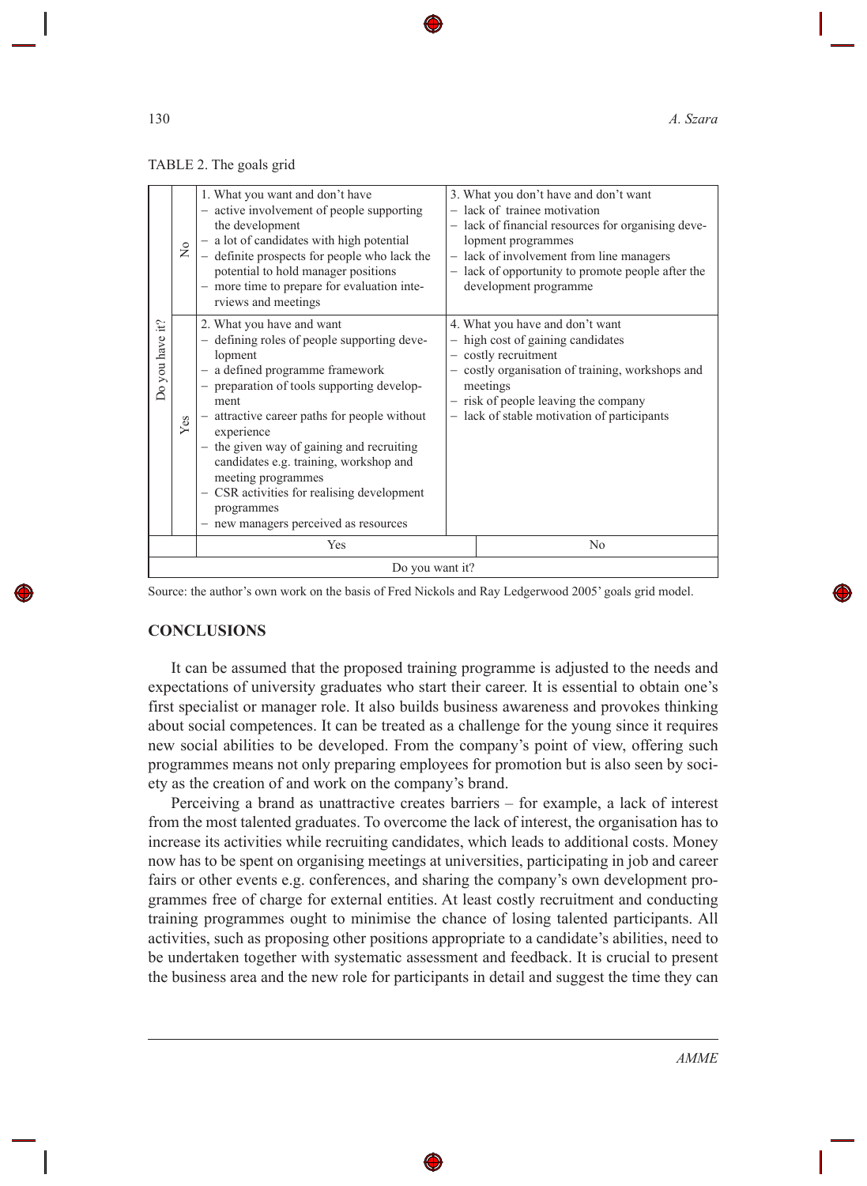TABLE 2. The goals grid

| Do you have it? | | Yes (Do you want it?) | No (Do you want it?) |
|---|---|---|---|
| | No | 1. What you want and don't have<br>– active involvement of people supporting the development<br>– a lot of candidates with high potential<br>– definite prospects for people who lack the potential to hold manager positions<br>– more time to prepare for evaluation interviews and meetings | 3. What you don't have and don't want<br>– lack of trainee motivation<br>– lack of financial resources for organising development programmes<br>– lack of involvement from line managers<br>– lack of opportunity to promote people after the development programme |
| | Yes | 2. What you have and want<br>– defining roles of people supporting development<br>– a defined programme framework<br>– preparation of tools supporting development<br>– attractive career paths for people without experience<br>– the given way of gaining and recruiting candidates e.g. training, workshop and meeting programmes<br>– CSR activities for realising development programmes<br>– new managers perceived as resources | 4. What you have and don't want<br>– high cost of gaining candidates<br>– costly recruitment<br>– costly organisation of training, workshops and meetings<br>– risk of people leaving the company<br>– lack of stable motivation of participants |

Source: the author's own work on the basis of Fred Nickols and Ray Ledgerwood 2005' goals grid model.

## CONCLUSIONS

It can be assumed that the proposed training programme is adjusted to the needs and expectations of university graduates who start their career. It is essential to obtain one's first specialist or manager role. It also builds business awareness and provokes thinking about social competences. It can be treated as a challenge for the young since it requires new social abilities to be developed. From the company's point of view, offering such programmes means not only preparing employees for promotion but is also seen by society as the creation of and work on the company's brand.

Perceiving a brand as unattractive creates barriers – for example, a lack of interest from the most talented graduates. To overcome the lack of interest, the organisation has to increase its activities while recruiting candidates, which leads to additional costs. Money now has to be spent on organising meetings at universities, participating in job and career fairs or other events e.g. conferences, and sharing the company's own development programmes free of charge for external entities. At least costly recruitment and conducting training programmes ought to minimise the chance of losing talented participants. All activities, such as proposing other positions appropriate to a candidate's abilities, need to be undertaken together with systematic assessment and feedback. It is crucial to present the business area and the new role for participants in detail and suggest the time they can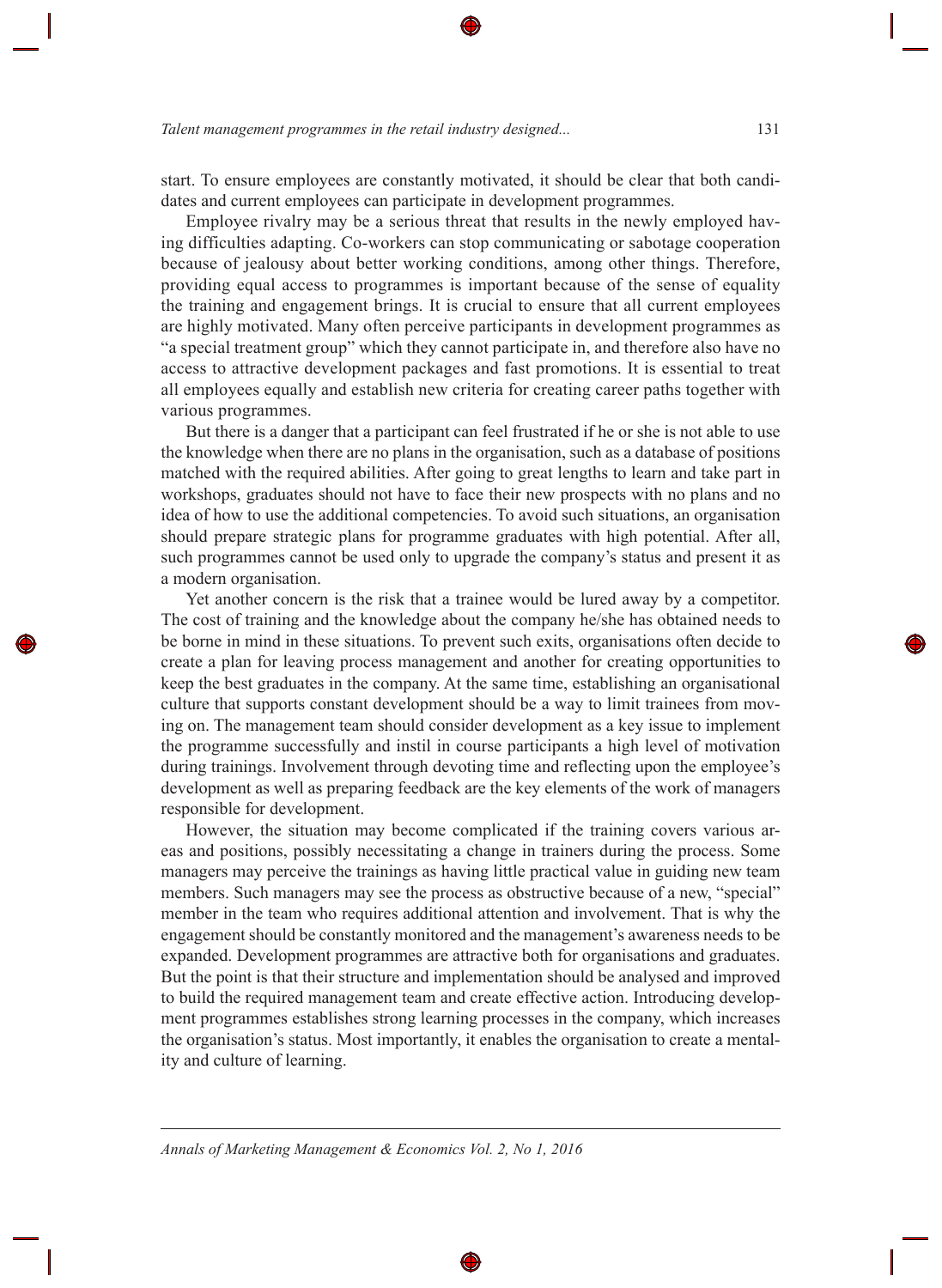start. To ensure employees are constantly motivated, it should be clear that both candidates and current employees can participate in development programmes.

Employee rivalry may be a serious threat that results in the newly employed having difficulties adapting. Co-workers can stop communicating or sabotage cooperation because of jealousy about better working conditions, among other things. Therefore, providing equal access to programmes is important because of the sense of equality the training and engagement brings. It is crucial to ensure that all current employees are highly motivated. Many often perceive participants in development programmes as "a special treatment group" which they cannot participate in, and therefore also have no access to attractive development packages and fast promotions. It is essential to treat all employees equally and establish new criteria for creating career paths together with various programmes.

But there is a danger that a participant can feel frustrated if he or she is not able to use the knowledge when there are no plans in the organisation, such as a database of positions matched with the required abilities. After going to great lengths to learn and take part in workshops, graduates should not have to face their new prospects with no plans and no idea of how to use the additional competencies. To avoid such situations, an organisation should prepare strategic plans for programme graduates with high potential. After all, such programmes cannot be used only to upgrade the company's status and present it as a modern organisation.

Yet another concern is the risk that a trainee would be lured away by a competitor. The cost of training and the knowledge about the company he/she has obtained needs to be borne in mind in these situations. To prevent such exits, organisations often decide to create a plan for leaving process management and another for creating opportunities to keep the best graduates in the company. At the same time, establishing an organisational culture that supports constant development should be a way to limit trainees from moving on. The management team should consider development as a key issue to implement the programme successfully and instil in course participants a high level of motivation during trainings. Involvement through devoting time and reflecting upon the employee's development as well as preparing feedback are the key elements of the work of managers responsible for development.

However, the situation may become complicated if the training covers various areas and positions, possibly necessitating a change in trainers during the process. Some managers may perceive the trainings as having little practical value in guiding new team members. Such managers may see the process as obstructive because of a new, "special" member in the team who requires additional attention and involvement. That is why the engagement should be constantly monitored and the management's awareness needs to be expanded. Development programmes are attractive both for organisations and graduates. But the point is that their structure and implementation should be analysed and improved to build the required management team and create effective action. Introducing development programmes establishes strong learning processes in the company, which increases the organisation's status. Most importantly, it enables the organisation to create a mentality and culture of learning.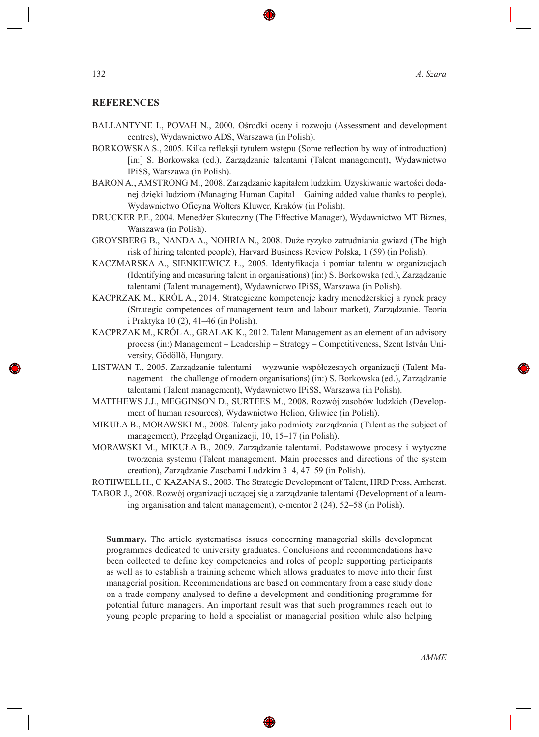## REFERENCES

BALLANTYNE I., POVAH N., 2000. Ośrodki oceny i rozwoju (Assessment and development centres), Wydawnictwo ADS, Warszawa (in Polish).

BORKOWSKA S., 2005. Kilka refleksji tytułem wstępu (Some reflection by way of introduction) [in:] S. Borkowska (ed.), Zarządzanie talentami (Talent management), Wydawnictwo IPiSS, Warszawa (in Polish).

BARON A., AMSTRONG M., 2008. Zarządzanie kapitałem ludzkim. Uzyskiwanie wartości dodanej dzięki ludziom (Managing Human Capital – Gaining added value thanks to people), Wydawnictwo Oficyna Wolters Kluwer, Kraków (in Polish).

DRUCKER P.F., 2004. Menedżer Skuteczny (The Effective Manager), Wydawnictwo MT Biznes, Warszawa (in Polish).

GROYSBERG B., NANDA A., NOHRIA N., 2008. Duże ryzyko zatrudniania gwiazd (The high risk of hiring talented people), Harvard Business Review Polska, 1 (59) (in Polish).

KACZMARSKA A., SIENKIEWICZ Ł., 2005. Identyfikacja i pomiar talentu w organizacjach (Identifying and measuring talent in organisations) (in:) S. Borkowska (ed.), Zarządzanie talentami (Talent management), Wydawnictwo IPiSS, Warszawa (in Polish).

KACPRZAK M., KRÓL A., 2014. Strategiczne kompetencje kadry menedżerskiej a rynek pracy (Strategic competences of management team and labour market), Zarządzanie. Teoria i Praktyka 10 (2), 41–46 (in Polish).

KACPRZAK M., KRÓL A., GRALAK K., 2012. Talent Management as an element of an advisory process (in:) Management – Leadership – Strategy – Competitiveness, Szent István University, Gödöllő, Hungary.

LISTWAN T., 2005. Zarządzanie talentami – wyzwanie współczesnych organizacji (Talent Management – the challenge of modern organisations) (in:) S. Borkowska (ed.), Zarządzanie talentami (Talent management), Wydawnictwo IPiSS, Warszawa (in Polish).

MATTHEWS J.J., MEGGINSON D., SURTEES M., 2008. Rozwój zasobów ludzkich (Development of human resources), Wydawnictwo Helion, Gliwice (in Polish).

MIKUŁA B., MORAWSKI M., 2008. Talenty jako podmioty zarządzania (Talent as the subject of management), Przegląd Organizacji, 10, 15–17 (in Polish).

MORAWSKI M., MIKUŁA B., 2009. Zarządzanie talentami. Podstawowe procesy i wytyczne tworzenia systemu (Talent management. Main processes and directions of the system creation), Zarządzanie Zasobami Ludzkim 3–4, 47–59 (in Polish).

ROTHWELL H., C KAZANA S., 2003. The Strategic Development of Talent, HRD Press, Amherst.

TABOR J., 2008. Rozwój organizacji uczącej się a zarządzanie talentami (Development of a learning organisation and talent management), e-mentor 2 (24), 52–58 (in Polish).

**Summary.** The article systematises issues concerning managerial skills development programmes dedicated to university graduates. Conclusions and recommendations have been collected to define key competencies and roles of people supporting participants as well as to establish a training scheme which allows graduates to move into their first managerial position. Recommendations are based on commentary from a case study done on a trade company analysed to define a development and conditioning programme for potential future managers. An important result was that such programmes reach out to young people preparing to hold a specialist or managerial position while also helping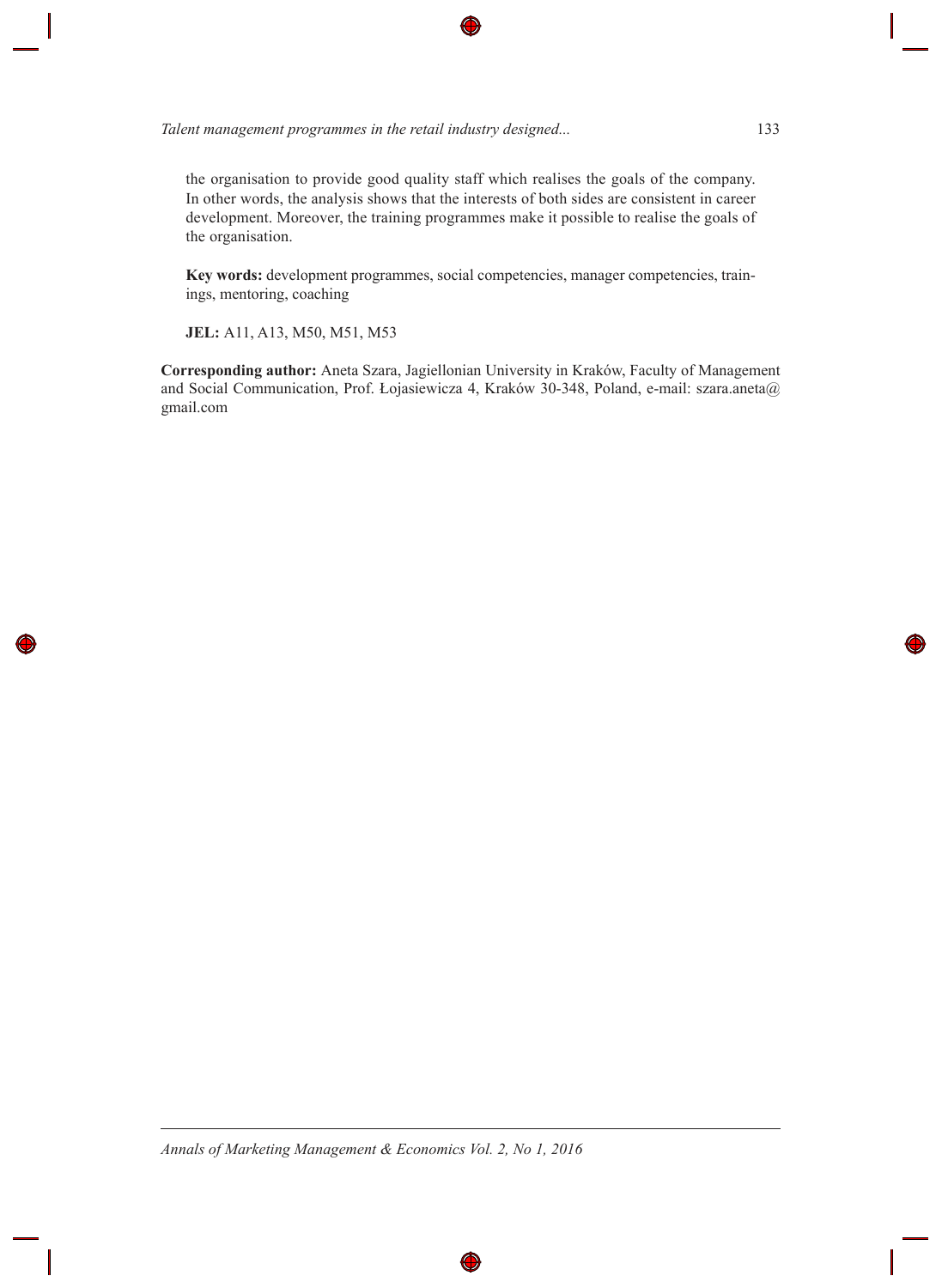the organisation to provide good quality staff which realises the goals of the company. In other words, the analysis shows that the interests of both sides are consistent in career development. Moreover, the training programmes make it possible to realise the goals of the organisation.

**Key words:** development programmes, social competencies, manager competencies, trainings, mentoring, coaching

**JEL:** A11, A13, M50, M51, M53

**Corresponding author:** Aneta Szara, Jagiellonian University in Kraków, Faculty of Management and Social Communication, Prof. Łojasiewicza 4, Kraków 30-348, Poland, e-mail: szara.aneta@gmail.com